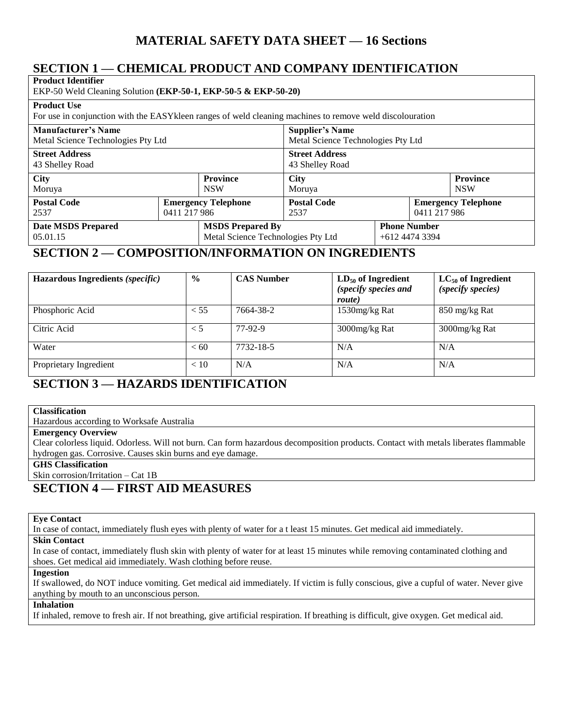# MATERIAL SAFETY DATA SHEET — 16 Sections

## SECTION 1 — CHEMICAL PRODUCT AND COMPANY IDENTIFICATION

**Product Identifier**
EKP-50 Weld Cleaning Solution **(EKP-50-1, EKP-50-5 & EKP-50-20)**

**Product Use**
For use in conjunction with the EASYkleen ranges of weld cleaning machines to remove weld discolouration

| **Manufacturer's Name** | | **Supplier's Name** | |
|---|---|---|---|
| Metal Science Technologies Pty Ltd | | Metal Science Technologies Pty Ltd | |
| **Street Address** 43 Shelley Road | | **Street Address** 43 Shelley Road | |
| **City** Moruya | **Province** NSW | **City** Moruya | **Province** NSW |
| **Postal Code** 2537 | **Emergency Telephone** 0411 217 986 | **Postal Code** 2537 | **Emergency Telephone** 0411 217 986 |
| **Date MSDS Prepared** 05.01.15 | **MSDS Prepared By** Metal Science Technologies Pty Ltd | | **Phone Number** +612 4474 3394 |

## SECTION 2 — COMPOSITION/INFORMATION ON INGREDIENTS

| **Hazardous Ingredients** *(specific)* | **%** | **CAS Number** | **$LD_{50}$ of Ingredient** *(specify species and route)* | **$LC_{50}$ of Ingredient** *(specify species)* |
|---|---|---|---|---|
| Phosphoric Acid | < 55 | 7664-38-2 | 1530mg/kg Rat | 850 mg/kg Rat |
| Citric Acid | < 5 | 77-92-9 | 3000mg/kg Rat | 3000mg/kg Rat |
| Water | < 60 | 7732-18-5 | N/A | N/A |
| Proprietary Ingredient | < 10 | N/A | N/A | N/A |

## SECTION 3 — HAZARDS IDENTIFICATION

**Classification**
Hazardous according to Worksafe Australia

**Emergency Overview**
Clear colorless liquid. Odorless. Will not burn. Can form hazardous decomposition products. Contact with metals liberates flammable hydrogen gas. Corrosive. Causes skin burns and eye damage.

**GHS Classification**
Skin corrosion/Irritation – Cat 1B

## SECTION 4 — FIRST AID MEASURES

**Eye Contact**
In case of contact, immediately flush eyes with plenty of water for a t least 15 minutes. Get medical aid immediately.

**Skin Contact**
In case of contact, immediately flush skin with plenty of water for at least 15 minutes while removing contaminated clothing and shoes. Get medical aid immediately. Wash clothing before reuse.

**Ingestion**
If swallowed, do NOT induce vomiting. Get medical aid immediately. If victim is fully conscious, give a cupful of water. Never give anything by mouth to an unconscious person.

**Inhalation**
If inhaled, remove to fresh air. If not breathing, give artificial respiration. If breathing is difficult, give oxygen. Get medical aid.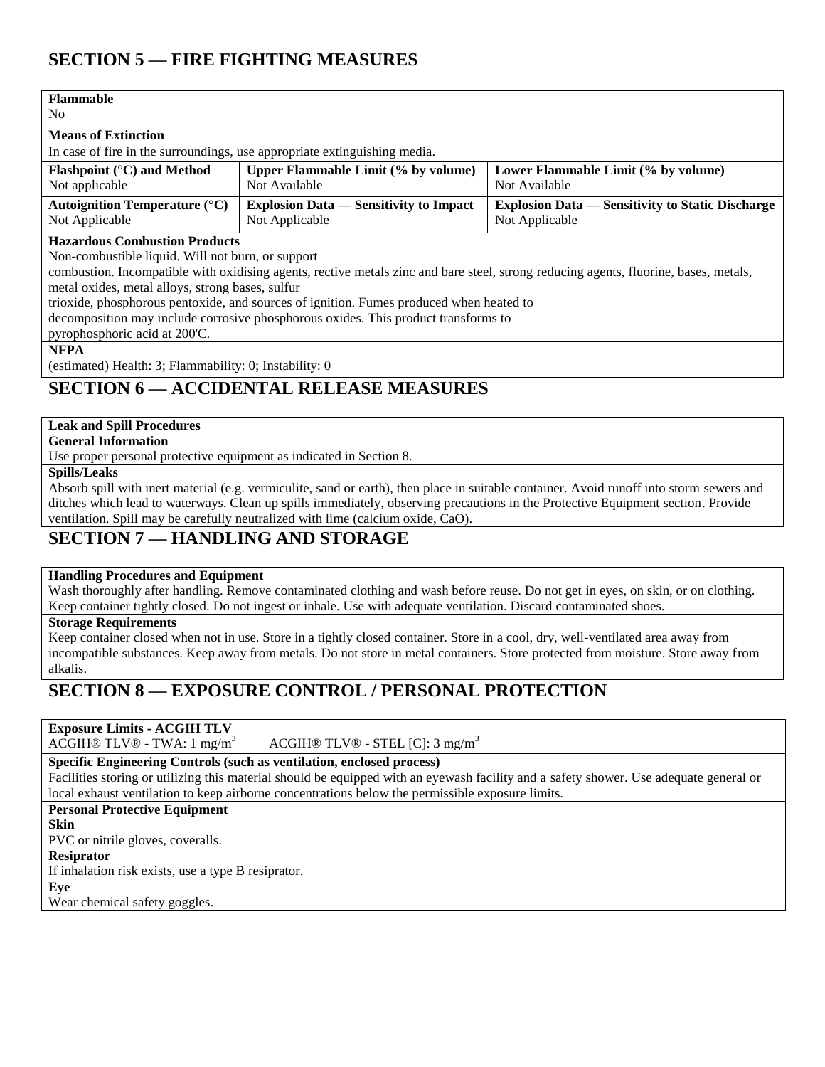## SECTION 5 — FIRE FIGHTING MEASURES

**Flammable**
No

**Means of Extinction**
In case of fire in the surroundings, use appropriate extinguishing media.

| Flashpoint (°C) and Method | Upper Flammable Limit (% by volume) | Lower Flammable Limit (% by volume) |
|---|---|---|
| Not applicable | Not Available | Not Available |
| **Autoignition Temperature (°C)** | **Explosion Data — Sensitivity to Impact** | **Explosion Data — Sensitivity to Static Discharge** |
| Not Applicable | Not Applicable | Not Applicable |

**Hazardous Combustion Products**
Non-combustible liquid. Will not burn, or support
combustion. Incompatible with oxidising agents, rective metals zinc and bare steel, strong reducing agents, fluorine, bases, metals, metal oxides, metal alloys, strong bases, sulfur
trioxide, phosphorous pentoxide, and sources of ignition. Fumes produced when heated to
decomposition may include corrosive phosphorous oxides. This product transforms to
pyrophosphoric acid at 200'C.

**NFPA**
(estimated) Health: 3; Flammability: 0; Instability: 0

## SECTION 6 — ACCIDENTAL RELEASE MEASURES

**Leak and Spill Procedures**
**General Information**
Use proper personal protective equipment as indicated in Section 8.

**Spills/Leaks**
Absorb spill with inert material (e.g. vermiculite, sand or earth), then place in suitable container. Avoid runoff into storm sewers and ditches which lead to waterways. Clean up spills immediately, observing precautions in the Protective Equipment section. Provide ventilation. Spill may be carefully neutralized with lime (calcium oxide, CaO).

## SECTION 7 — HANDLING AND STORAGE

**Handling Procedures and Equipment**
Wash thoroughly after handling. Remove contaminated clothing and wash before reuse. Do not get in eyes, on skin, or on clothing. Keep container tightly closed. Do not ingest or inhale. Use with adequate ventilation. Discard contaminated shoes.

**Storage Requirements**
Keep container closed when not in use. Store in a tightly closed container. Store in a cool, dry, well-ventilated area away from incompatible substances. Keep away from metals. Do not store in metal containers. Store protected from moisture. Store away from alkalis.

## SECTION 8 — EXPOSURE CONTROL / PERSONAL PROTECTION

**Exposure Limits - ACGIH TLV**
ACGIH® TLV® - TWA: 1 $mg/m^3$ ACGIH® TLV® - STEL [C]: 3 $mg/m^3$

**Specific Engineering Controls (such as ventilation, enclosed process)**
Facilities storing or utilizing this material should be equipped with an eyewash facility and a safety shower. Use adequate general or local exhaust ventilation to keep airborne concentrations below the permissible exposure limits.

**Personal Protective Equipment**

**Skin**
PVC or nitrile gloves, coveralls.

**Resiprator**
If inhalation risk exists, use a type B resiprator.

**Eye**
Wear chemical safety goggles.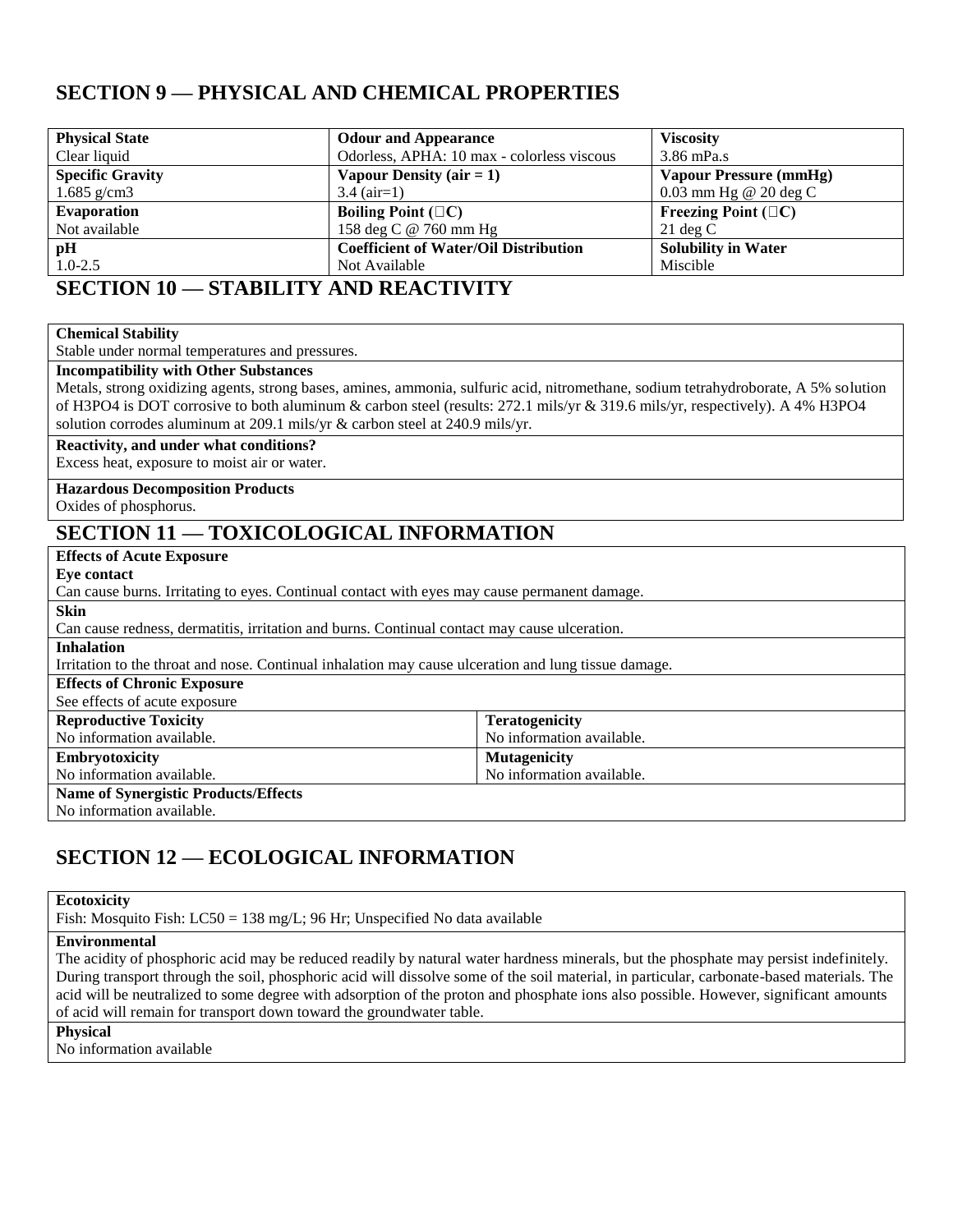## SECTION 9 — PHYSICAL AND CHEMICAL PROPERTIES

| Physical State | Odour and Appearance | Viscosity |
|---|---|---|
| Clear liquid | Odorless, APHA: 10 max - colorless viscous | 3.86 mPa.s |
| **Specific Gravity** | **Vapour Density (air = 1)** | **Vapour Pressure (mmHg)** |
| 1.685 g/cm3 | 3.4 (air=1) | 0.03 mm Hg @ 20 deg C |
| **Evaporation** | **Boiling Point (□C)** | **Freezing Point (□C)** |
| Not available | 158 deg C @ 760 mm Hg | 21 deg C |
| **pH** | **Coefficient of Water/Oil Distribution** | **Solubility in Water** |
| 1.0-2.5 | Not Available | Miscible |

## SECTION 10 — STABILITY AND REACTIVITY

**Chemical Stability**

Stable under normal temperatures and pressures.

**Incompatibility with Other Substances**

Metals, strong oxidizing agents, strong bases, amines, ammonia, sulfuric acid, nitromethane, sodium tetrahydroborate, A 5% solution of H3PO4 is DOT corrosive to both aluminum & carbon steel (results: 272.1 mils/yr & 319.6 mils/yr, respectively). A 4% H3PO4 solution corrodes aluminum at 209.1 mils/yr & carbon steel at 240.9 mils/yr.

**Reactivity, and under what conditions?**

Excess heat, exposure to moist air or water.

**Hazardous Decomposition Products**

Oxides of phosphorus.

## SECTION 11 — TOXICOLOGICAL INFORMATION

**Effects of Acute Exposure**

**Eye contact**

Can cause burns. Irritating to eyes. Continual contact with eyes may cause permanent damage.

**Skin**

Can cause redness, dermatitis, irritation and burns. Continual contact may cause ulceration.

**Inhalation**

Irritation to the throat and nose. Continual inhalation may cause ulceration and lung tissue damage.

**Effects of Chronic Exposure**

See effects of acute exposure

| Reproductive Toxicity | Teratogenicity |
|---|---|
| No information available. | No information available. |
| **Embryotoxicity** | **Mutagenicity** |
| No information available. | No information available. |

**Name of Synergistic Products/Effects**

No information available.

## SECTION 12 — ECOLOGICAL INFORMATION

**Ecotoxicity**

Fish: Mosquito Fish: LC50 = 138 mg/L; 96 Hr; Unspecified No data available

**Environmental**

The acidity of phosphoric acid may be reduced readily by natural water hardness minerals, but the phosphate may persist indefinitely. During transport through the soil, phosphoric acid will dissolve some of the soil material, in particular, carbonate-based materials. The acid will be neutralized to some degree with adsorption of the proton and phosphate ions also possible. However, significant amounts of acid will remain for transport down toward the groundwater table.

**Physical**

No information available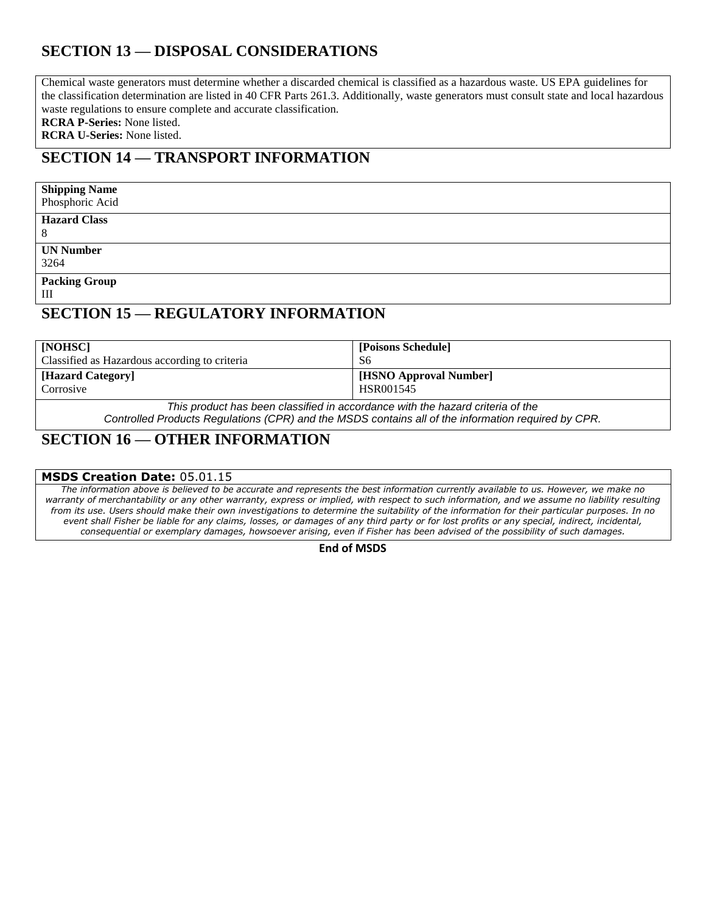## SECTION 13 — DISPOSAL CONSIDERATIONS

Chemical waste generators must determine whether a discarded chemical is classified as a hazardous waste. US EPA guidelines for the classification determination are listed in 40 CFR Parts 261.3. Additionally, waste generators must consult state and local hazardous waste regulations to ensure complete and accurate classification.
**RCRA P-Series:** None listed.
**RCRA U-Series:** None listed.

## SECTION 14 — TRANSPORT INFORMATION

**Shipping Name**
Phosphoric Acid

**Hazard Class**
8

**UN Number**
3264

**Packing Group**
III

## SECTION 15 — REGULATORY INFORMATION

| | |
|---|---|
| **[NOHSC]**<br>Classified as Hazardous according to criteria | **[Poisons Schedule]**<br>S6 |
| **[Hazard Category]**<br>Corrosive | **[HSNO Approval Number]**<br>HSR001545 |

*This product has been classified in accordance with the hazard criteria of the Controlled Products Regulations (CPR) and the MSDS contains all of the information required by CPR.*

## SECTION 16 — OTHER INFORMATION

**MSDS Creation Date:** 05.01.15

*The information above is believed to be accurate and represents the best information currently available to us. However, we make no warranty of merchantability or any other warranty, express or implied, with respect to such information, and we assume no liability resulting from its use. Users should make their own investigations to determine the suitability of the information for their particular purposes. In no event shall Fisher be liable for any claims, losses, or damages of any third party or for lost profits or any special, indirect, incidental, consequential or exemplary damages, howsoever arising, even if Fisher has been advised of the possibility of such damages.*

**End of MSDS**